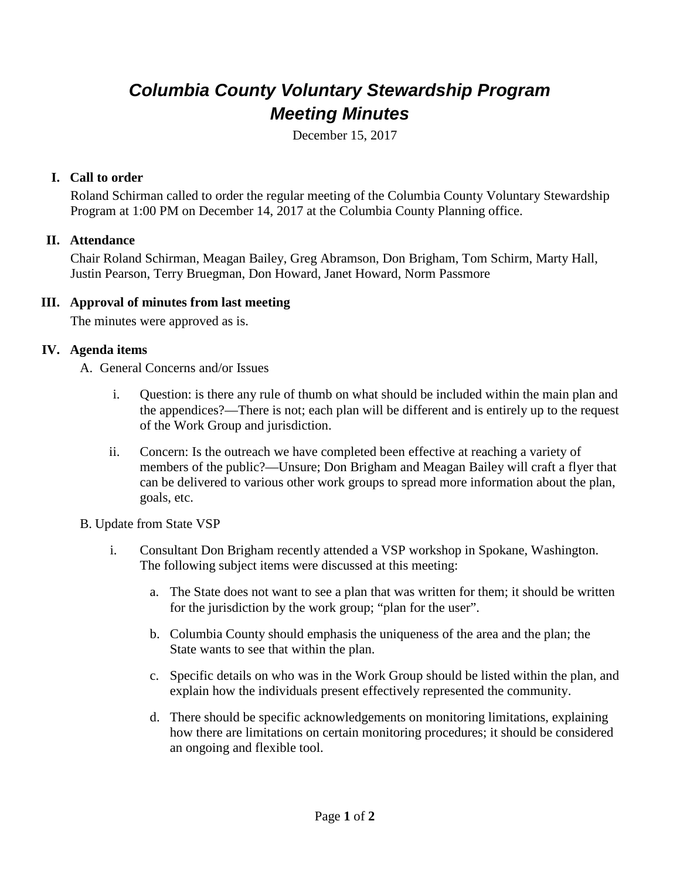# *Columbia County Voluntary Stewardship Program Meeting Minutes*

December 15, 2017

## I. Call to order

Roland Schirman called to order the regular meeting of the Columbia County Voluntary Stewardship Program at 1:00 PM on December 14, 2017 at the Columbia County Planning office.

## II. Attendance

Chair Roland Schirman, Meagan Bailey, Greg Abramson, Don Brigham, Tom Schirm, Marty Hall, Justin Pearson, Terry Bruegman, Don Howard, Janet Howard, Norm Passmore

## III. Approval of minutes from last meeting

The minutes were approved as is.

## IV. Agenda items

A. General Concerns and/or Issues

i. Question: is there any rule of thumb on what should be included within the main plan and the appendices?—There is not; each plan will be different and is entirely up to the request of the Work Group and jurisdiction.

ii. Concern: Is the outreach we have completed been effective at reaching a variety of members of the public?—Unsure; Don Brigham and Meagan Bailey will craft a flyer that can be delivered to various other work groups to spread more information about the plan, goals, etc.

B. Update from State VSP

i. Consultant Don Brigham recently attended a VSP workshop in Spokane, Washington. The following subject items were discussed at this meeting:

a. The State does not want to see a plan that was written for them; it should be written for the jurisdiction by the work group; "plan for the user".

b. Columbia County should emphasis the uniqueness of the area and the plan; the State wants to see that within the plan.

c. Specific details on who was in the Work Group should be listed within the plan, and explain how the individuals present effectively represented the community.

d. There should be specific acknowledgements on monitoring limitations, explaining how there are limitations on certain monitoring procedures; it should be considered an ongoing and flexible tool.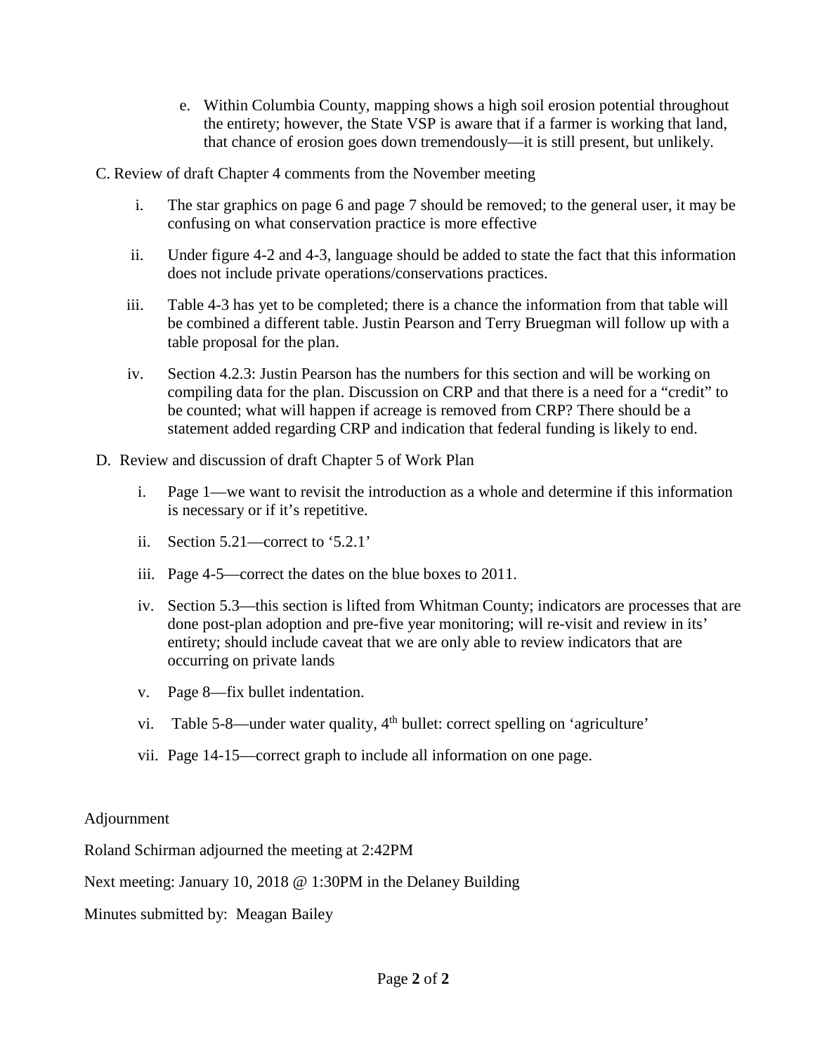e. Within Columbia County, mapping shows a high soil erosion potential throughout the entirety; however, the State VSP is aware that if a farmer is working that land, that chance of erosion goes down tremendously—it is still present, but unlikely.

C. Review of draft Chapter 4 comments from the November meeting

i. The star graphics on page 6 and page 7 should be removed; to the general user, it may be confusing on what conservation practice is more effective

ii. Under figure 4-2 and 4-3, language should be added to state the fact that this information does not include private operations/conservations practices.

iii. Table 4-3 has yet to be completed; there is a chance the information from that table will be combined a different table. Justin Pearson and Terry Bruegman will follow up with a table proposal for the plan.

iv. Section 4.2.3: Justin Pearson has the numbers for this section and will be working on compiling data for the plan. Discussion on CRP and that there is a need for a "credit" to be counted; what will happen if acreage is removed from CRP? There should be a statement added regarding CRP and indication that federal funding is likely to end.

D. Review and discussion of draft Chapter 5 of Work Plan

i. Page 1—we want to revisit the introduction as a whole and determine if this information is necessary or if it's repetitive.

ii. Section 5.21—correct to '5.2.1'

iii. Page 4-5—correct the dates on the blue boxes to 2011.

iv. Section 5.3—this section is lifted from Whitman County; indicators are processes that are done post-plan adoption and pre-five year monitoring; will re-visit and review in its' entirety; should include caveat that we are only able to review indicators that are occurring on private lands

v. Page 8—fix bullet indentation.

vi. Table 5-8—under water quality, 4th bullet: correct spelling on 'agriculture'

vii. Page 14-15—correct graph to include all information on one page.

Adjournment

Roland Schirman adjourned the meeting at 2:42PM

Next meeting: January 10, 2018 @ 1:30PM in the Delaney Building

Minutes submitted by: Meagan Bailey